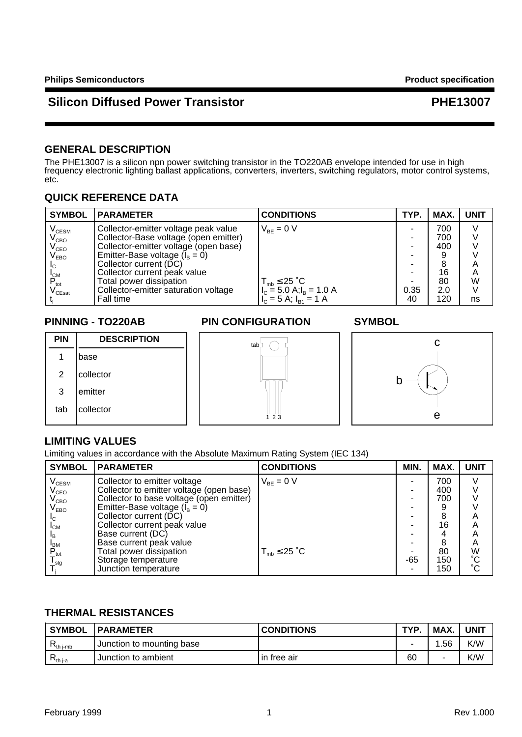Philips Semiconductors | Product specification

# Silicon Diffused Power Transistor — PHE13007

## GENERAL DESCRIPTION

The PHE13007 is a silicon npn power switching transistor in the TO220AB envelope intended for use in high frequency electronic lighting ballast applications, converters, inverters, switching regulators, motor control systems, etc.

## QUICK REFERENCE DATA

| SYMBOL | PARAMETER | CONDITIONS | TYP. | MAX. | UNIT |
|---|---|---|---|---|---|
| $V_{CESM}$ | Collector-emitter voltage peak value | $V_{BE} = 0$ V | - | 700 | V |
| $V_{CBO}$ | Collector-Base voltage (open emitter) | | - | 700 | V |
| $V_{CEO}$ | Collector-emitter voltage (open base) | | - | 400 | V |
| $V_{EBO}$ | Emitter-Base voltage ($I_B = 0$) | | - | 9 | V |
| $I_C$ | Collector current (DC) | | - | 8 | A |
| $I_{CM}$ | Collector current peak value | | - | 16 | A |
| $P_{tot}$ | Total power dissipation | $T_{mb} \leq 25$ ˚C | - | 80 | W |
| $V_{CEsat}$ | Collector-emitter saturation voltage | $I_C = 5.0$ A; $I_B = 1.0$ A | 0.35 | 2.0 | V |
| $t_f$ | Fall time | $I_C = 5$ A; $I_{B1} = 1$ A | 40 | 120 | ns |

## PINNING - TO220AB

| PIN | DESCRIPTION |
|---|---|
| 1 | base |
| 2 | collector |
| 3 | emitter |
| tab | collector |

## PIN CONFIGURATION

tab

1 2 3

## SYMBOL

c

b

e

## LIMITING VALUES

Limiting values in accordance with the Absolute Maximum Rating System (IEC 134)

| SYMBOL | PARAMETER | CONDITIONS | MIN. | MAX. | UNIT |
|---|---|---|---|---|---|
| $V_{CESM}$ | Collector to emitter voltage | $V_{BE} = 0$ V | - | 700 | V |
| $V_{CEO}$ | Collector to emitter voltage (open base) | | - | 400 | V |
| $V_{CBO}$ | Collector to base voltage (open emitter) | | - | 700 | V |
| $V_{EBO}$ | Emitter-Base voltage ($I_B = 0$) | | - | 9 | V |
| $I_C$ | Collector current (DC) | | - | 8 | A |
| $I_{CM}$ | Collector current peak value | | - | 16 | A |
| $I_B$ | Base current (DC) | | - | 4 | A |
| $I_{BM}$ | Base current peak value | | - | 8 | A |
| $P_{tot}$ | Total power dissipation | $T_{mb} \leq 25$ ˚C | - | 80 | W |
| $T_{stg}$ | Storage temperature | | -65 | 150 | ˚C |
| $T_j$ | Junction temperature | | - | 150 | ˚C |

## THERMAL RESISTANCES

| SYMBOL | PARAMETER | CONDITIONS | TYP. | MAX. | UNIT |
|---|---|---|---|---|---|
| $R_{th\ j\text{-}mb}$ | Junction to mounting base | | - | 1.56 | K/W |
| $R_{th\ j\text{-}a}$ | Junction to ambient | in free air | 60 | - | K/W |

February 1999 | Rev 1.000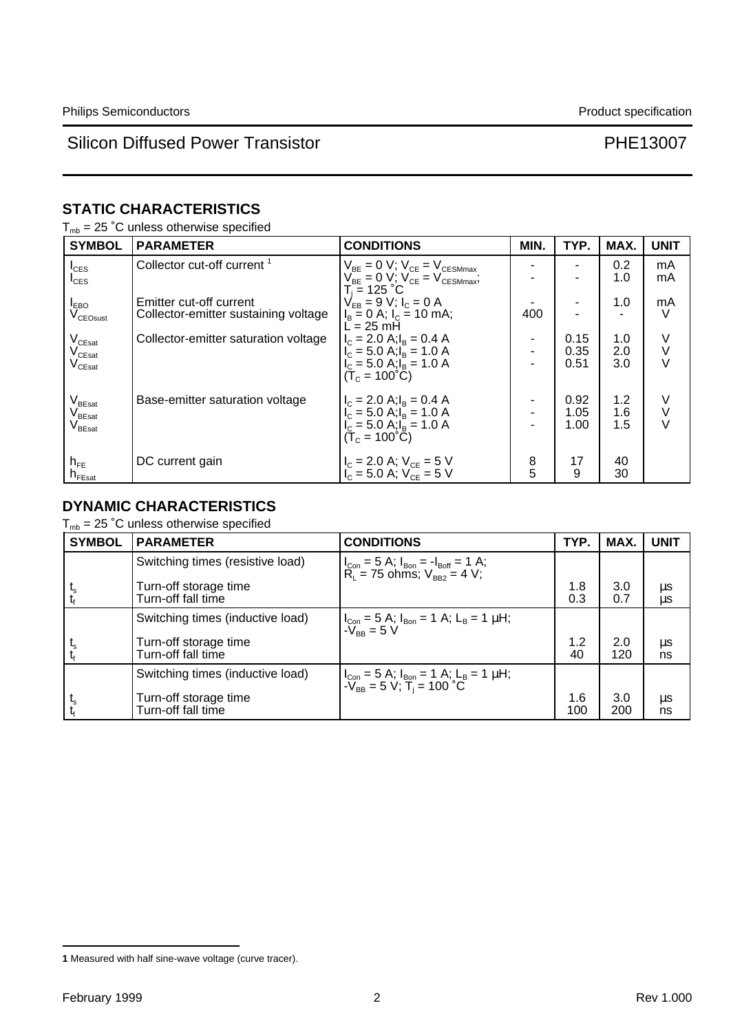## STATIC CHARACTERISTICS

$T_{mb}$ = 25 ˚C unless otherwise specified

| SYMBOL | PARAMETER | CONDITIONS | MIN. | TYP. | MAX. | UNIT |
|---|---|---|---|---|---|---|
| $I_{CES}$ | Collector cut-off current [1] | $V_{BE}$ = 0 V; $V_{CE}$ = $V_{CESMmax}$ | - | - | 0.2 | mA |
| $I_{CES}$ | | $V_{BE}$ = 0 V; $V_{CE}$ = $V_{CESMmax}$; $T_j$ = 125 ˚C | - | - | 1.0 | mA |
| $I_{EBO}$ | Emitter cut-off current | $V_{EB}$ = 9 V; $I_C$ = 0 A | - | - | 1.0 | mA |
| $V_{CEOsust}$ | Collector-emitter sustaining voltage | $I_B$ = 0 A; $I_C$ = 10 mA; L = 25 mH | 400 | - | - | V |
| $V_{CEsat}$ | Collector-emitter saturation voltage | $I_C$ = 2.0 A; $I_B$ = 0.4 A | - | 0.15 | 1.0 | V |
| $V_{CEsat}$ | | $I_C$ = 5.0 A; $I_B$ = 1.0 A | - | 0.35 | 2.0 | V |
| $V_{CEsat}$ | | $I_C$ = 5.0 A; $I_B$ = 1.0 A ($T_C$ = 100˚C) | - | 0.51 | 3.0 | V |
| $V_{BEsat}$ | Base-emitter saturation voltage | $I_C$ = 2.0 A; $I_B$ = 0.4 A | - | 0.92 | 1.2 | V |
| $V_{BEsat}$ | | $I_C$ = 5.0 A; $I_B$ = 1.0 A | - | 1.05 | 1.6 | V |
| $V_{BEsat}$ | | $I_C$ = 5.0 A; $I_B$ = 1.0 A ($T_C$ = 100˚C) | - | 1.00 | 1.5 | V |
| $h_{FE}$ | DC current gain | $I_C$ = 2.0 A; $V_{CE}$ = 5 V | 8 | 17 | 40 | |
| $h_{FEsat}$ | | $I_C$ = 5.0 A; $V_{CE}$ = 5 V | 5 | 9 | 30 | |

## DYNAMIC CHARACTERISTICS

$T_{mb}$ = 25 ˚C unless otherwise specified

| SYMBOL | PARAMETER | CONDITIONS | TYP. | MAX. | UNIT |
|---|---|---|---|---|---|
| | Switching times (resistive load) | $I_{Con}$ = 5 A; $I_{Bon}$ = $-I_{Boff}$ = 1 A; $R_L$ = 75 ohms; $V_{BB2}$ = 4 V; | | | |
| $t_s$ | Turn-off storage time | | 1.8 | 3.0 | µs |
| $t_f$ | Turn-off fall time | | 0.3 | 0.7 | µs |
| | Switching times (inductive load) | $I_{Con}$ = 5 A; $I_{Bon}$ = 1 A; $L_B$ = 1 µH; $-V_{BB}$ = 5 V | | | |
| $t_s$ | Turn-off storage time | | 1.2 | 2.0 | µs |
| $t_f$ | Turn-off fall time | | 40 | 120 | ns |
| | Switching times (inductive load) | $I_{Con}$ = 5 A; $I_{Bon}$ = 1 A; $L_B$ = 1 µH; $-V_{BB}$ = 5 V; $T_j$ = 100 ˚C | | | |
| $t_s$ | Turn-off storage time | | 1.6 | 3.0 | µs |
| $t_f$ | Turn-off fall time | | 100 | 200 | ns |

**1** Measured with half sine-wave voltage (curve tracer).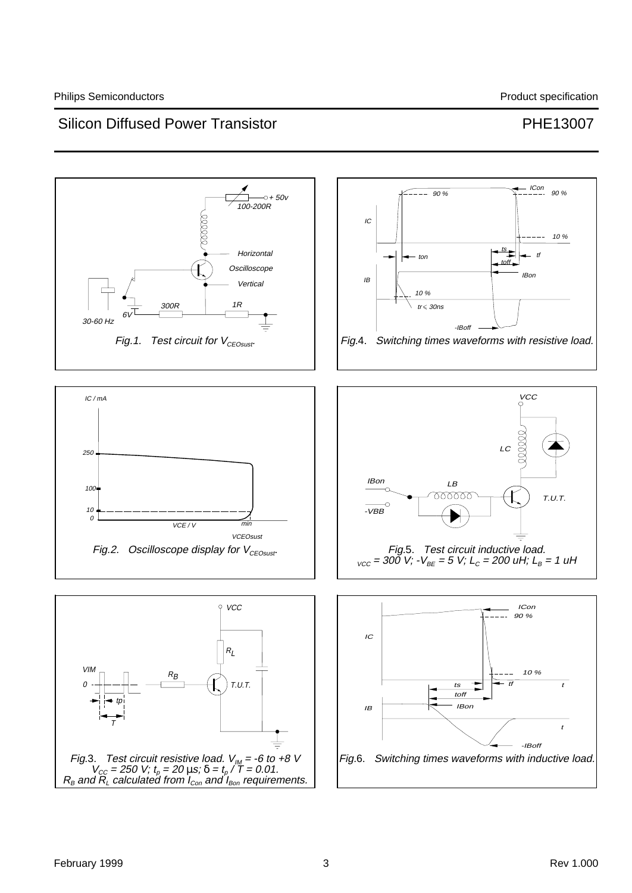Fig.1. Test circuit for $V_{CEOsust}$.

Fig.4. Switching times waveforms with resistive load.

Fig.2. Oscilloscope display for $V_{CEOsust}$.

Fig.5. Test circuit inductive load.
$V_{CC}$ = 300 V; $-V_{BE}$ = 5 V; $L_C$ = 200 uH; $L_B$ = 1 uH

Fig.3. Test circuit resistive load. $V_{IM}$ = -6 to +8 V
$V_{CC}$ = 250 V; $t_p$ = 20 μs; $\delta = t_p / T = 0.01$.
$R_B$ and $R_L$ calculated from $I_{Con}$ and $I_{Bon}$ requirements.

Fig.6. Switching times waveforms with inductive load.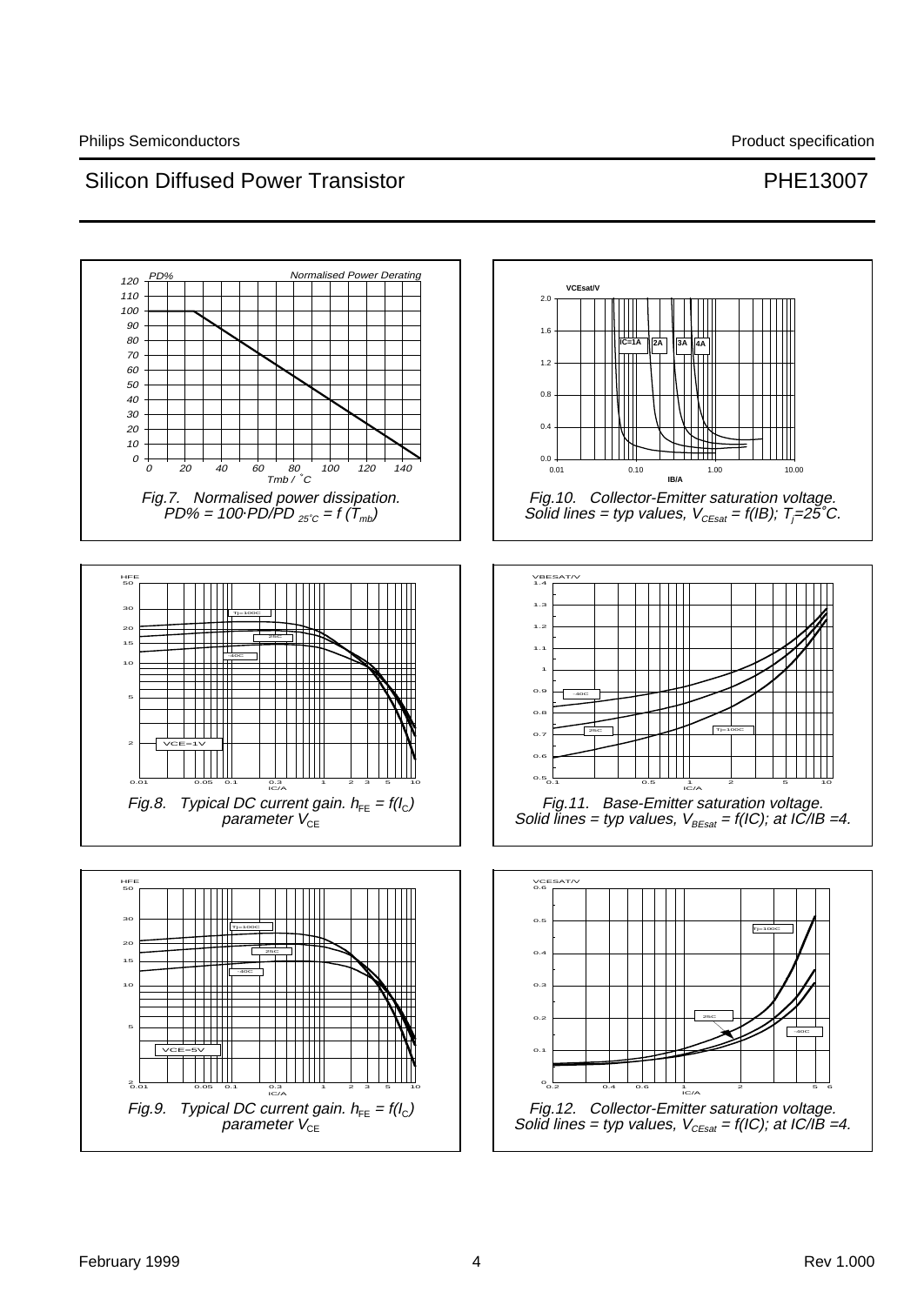Fig.7. Normalised power dissipation. $PD\% = 100 \cdot PD/PD_{25^\circ C} = f(T_{mb})$

Fig.10. Collector-Emitter saturation voltage. Solid lines = typ values, $V_{CEsat} = f(IB)$; $T_j = 25^\circ C$.

Fig.8. Typical DC current gain. $h_{FE} = f(I_C)$ parameter $V_{CE}$

Fig.11. Base-Emitter saturation voltage. Solid lines = typ values, $V_{BEsat} = f(IC)$; at IC/IB =4.

Fig.9. Typical DC current gain. $h_{FE} = f(I_C)$ parameter $V_{CE}$

Fig.12. Collector-Emitter saturation voltage. Solid lines = typ values, $V_{CEsat} = f(IC)$; at IC/IB =4.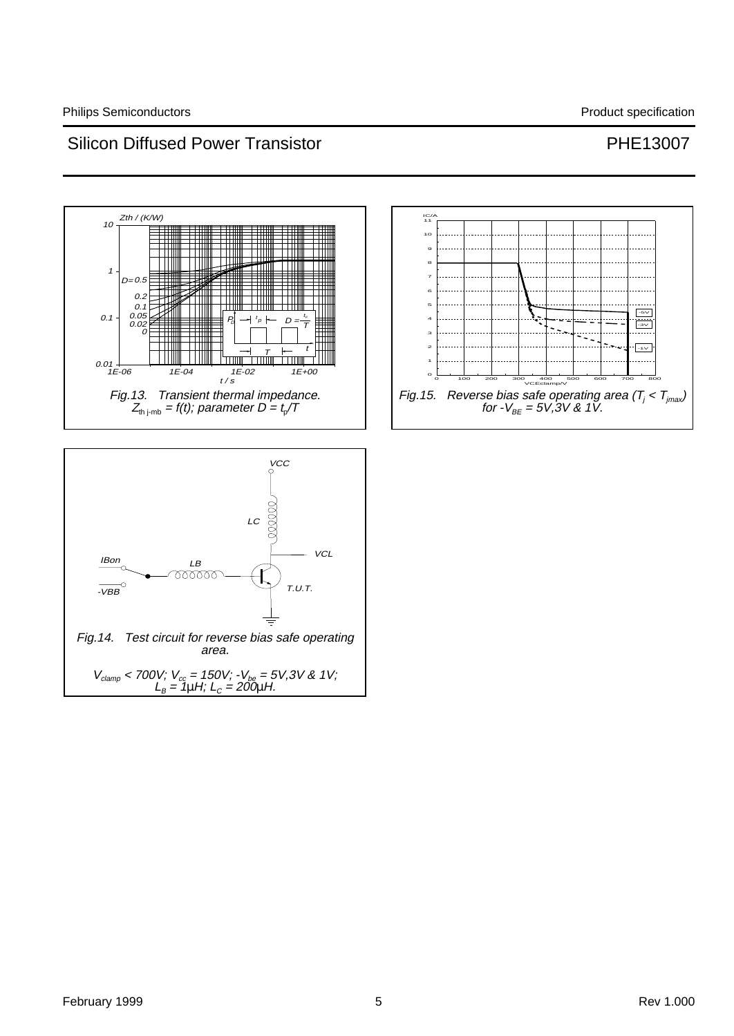Fig.13. Transient thermal impedance. $Z_{th\ j\text{-}mb} = f(t)$; parameter $D = t_p/T$

Fig.15. Reverse bias safe operating area ($T_j < T_{jmax}$) for $-V_{BE}$ = 5V,3V & 1V.

Fig.14. Test circuit for reverse bias safe operating area.

$V_{clamp}$ < 700V; $V_{cc}$ = 150V; $-V_{be}$ = 5V,3V & 1V; $L_B$ = 1µH; $L_C$ = 200µH.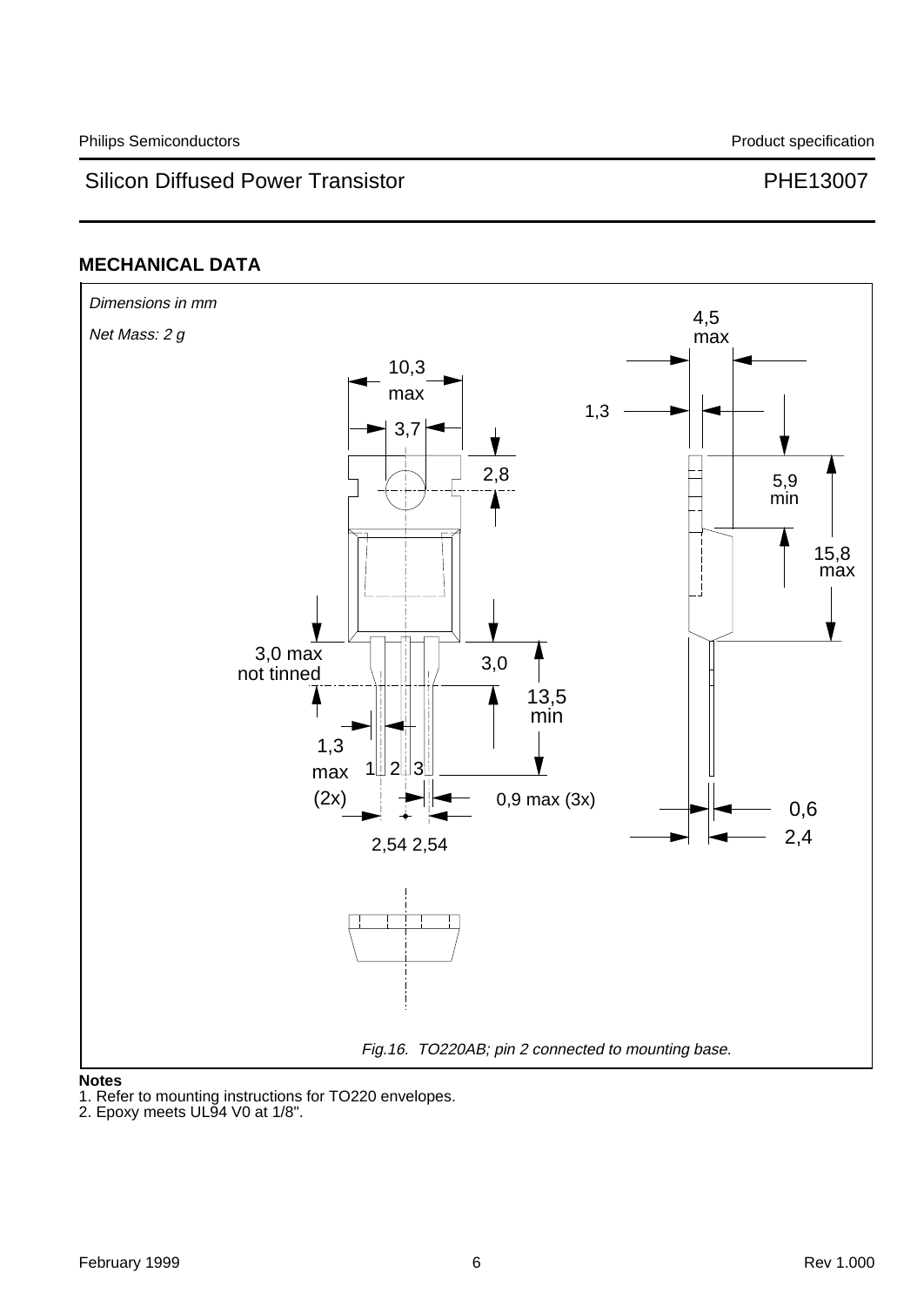## MECHANICAL DATA

*Dimensions in mm*

*Net Mass: 2 g*

10,3 max

3,7

2,8

4,5 max

1,3

5,9 min

15,8 max

3,0 max not tinned

3,0

13,5 min

1,3 max (2x)

1 2 3

0,9 max (3x)

2,54 2,54

0,6

2,4

*Fig.16. TO220AB; pin 2 connected to mounting base.*

**Notes**

1. Refer to mounting instructions for TO220 envelopes.
2. Epoxy meets UL94 V0 at 1/8".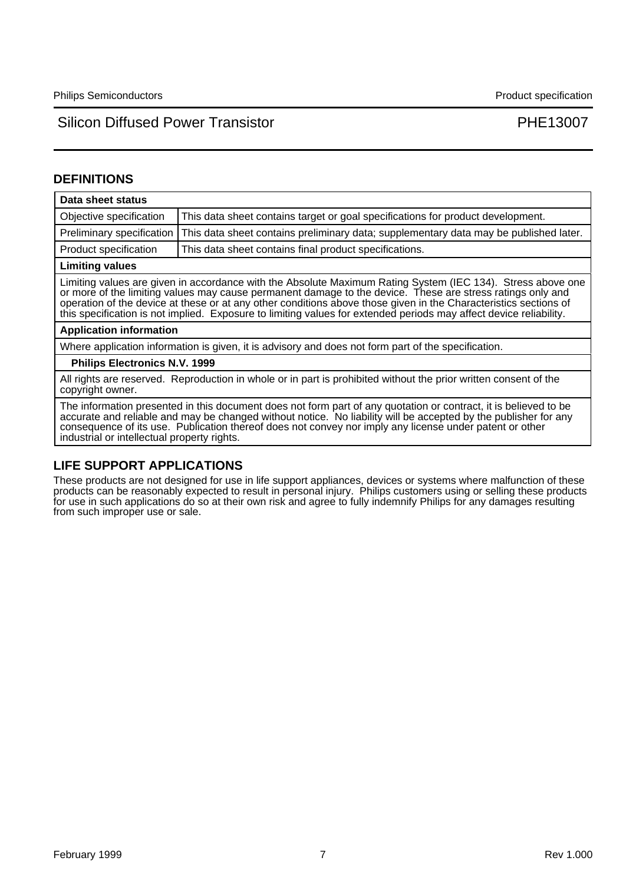## DEFINITIONS

| Data sheet status | |
|---|---|
| Objective specification | This data sheet contains target or goal specifications for product development. |
| Preliminary specification | This data sheet contains preliminary data; supplementary data may be published later. |
| Product specification | This data sheet contains final product specifications. |
| **Limiting values** | |
| Limiting values are given in accordance with the Absolute Maximum Rating System (IEC 134). Stress above one or more of the limiting values may cause permanent damage to the device. These are stress ratings only and operation of the device at these or at any other conditions above those given in the Characteristics sections of this specification is not implied. Exposure to limiting values for extended periods may affect device reliability. | |
| **Application information** | |
| Where application information is given, it is advisory and does not form part of the specification. | |

**Philips Electronics N.V. 1999**

All rights are reserved. Reproduction in whole or in part is prohibited without the prior written consent of the copyright owner.

The information presented in this document does not form part of any quotation or contract, it is believed to be accurate and reliable and may be changed without notice. No liability will be accepted by the publisher for any consequence of its use. Publication thereof does not convey nor imply any license under patent or other industrial or intellectual property rights.

## LIFE SUPPORT APPLICATIONS

These products are not designed for use in life support appliances, devices or systems where malfunction of these products can be reasonably expected to result in personal injury. Philips customers using or selling these products for use in such applications do so at their own risk and agree to fully indemnify Philips for any damages resulting from such improper use or sale.